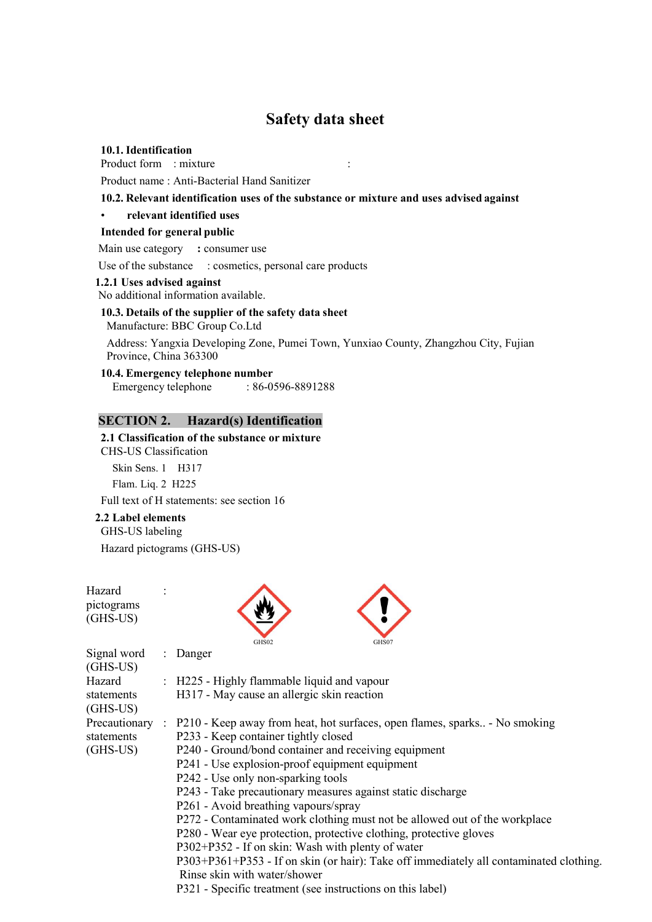# Safety data sheet

**10.1. Identification**

Product form : mixture :

Product name : Anti-Bacterial Hand Sanitizer

**10.2. Relevant identification uses of the substance or mixture and uses advised against**

- **relevant identified uses**

**Intended for general public**

Main use category **:** consumer use

Use of the substance : cosmetics, personal care products

**1.2.1 Uses advised against**

No additional information available.

**10.3. Details of the supplier of the safety data sheet**

Manufacture: BBC Group Co.Ltd

Address: Yangxia Developing Zone, Pumei Town, Yunxiao County, Zhangzhou City, Fujian Province, China 363300

**10.4. Emergency telephone number**

Emergency telephone : 86-0596-8891288

## SECTION 2. Hazard(s) Identification

**2.1 Classification of the substance or mixture**

CHS-US Classification

Skin Sens. 1 H317

Flam. Liq. 2 H225

Full text of H statements: see section 16

**2.2 Label elements**

GHS-US labeling

Hazard pictograms (GHS-US)

Hazard pictograms (GHS-US) :

GHS02 GHS07

Signal word (GHS-US) : Danger

Hazard statements (GHS-US) :
H225 - Highly flammable liquid and vapour
H317 - May cause an allergic skin reaction

Precautionary statements (GHS-US) :
P210 - Keep away from heat, hot surfaces, open flames, sparks.. - No smoking
P233 - Keep container tightly closed
P240 - Ground/bond container and receiving equipment
P241 - Use explosion-proof equipment equipment
P242 - Use only non-sparking tools
P243 - Take precautionary measures against static discharge
P261 - Avoid breathing vapours/spray
P272 - Contaminated work clothing must not be allowed out of the workplace
P280 - Wear eye protection, protective clothing, protective gloves
P302+P352 - If on skin: Wash with plenty of water
P303+P361+P353 - If on skin (or hair): Take off immediately all contaminated clothing. Rinse skin with water/shower
P321 - Specific treatment (see instructions on this label)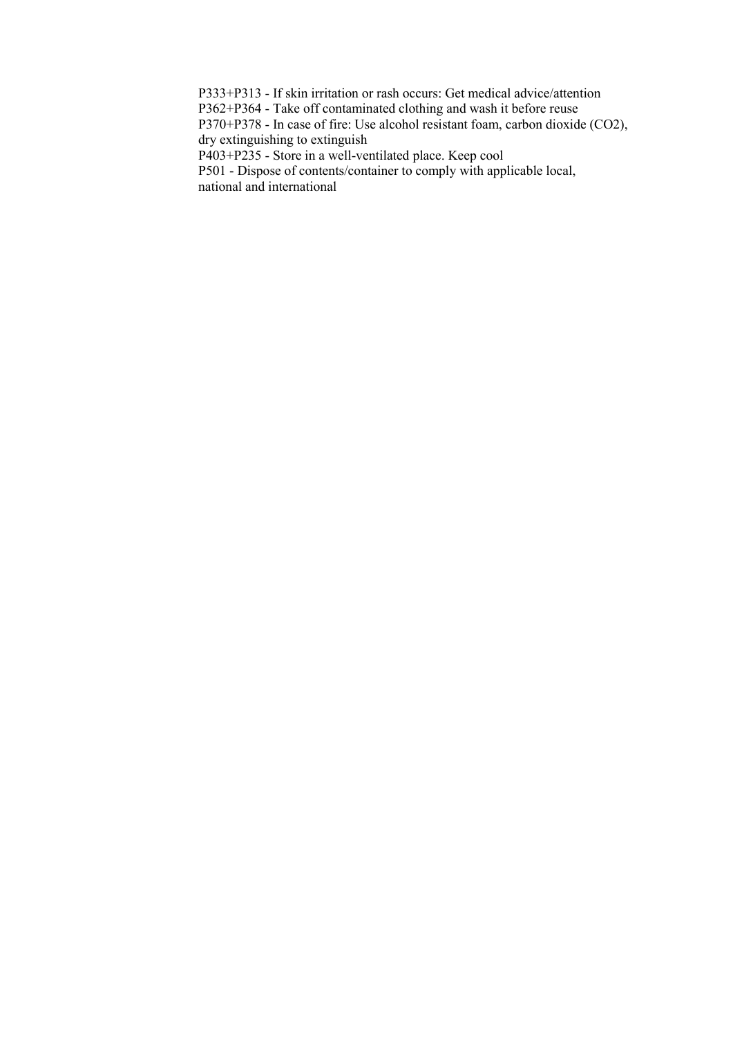P333+P313 - If skin irritation or rash occurs: Get medical advice/attention
P362+P364 - Take off contaminated clothing and wash it before reuse
P370+P378 - In case of fire: Use alcohol resistant foam, carbon dioxide (CO2), dry extinguishing to extinguish
P403+P235 - Store in a well-ventilated place. Keep cool
P501 - Dispose of contents/container to comply with applicable local, national and international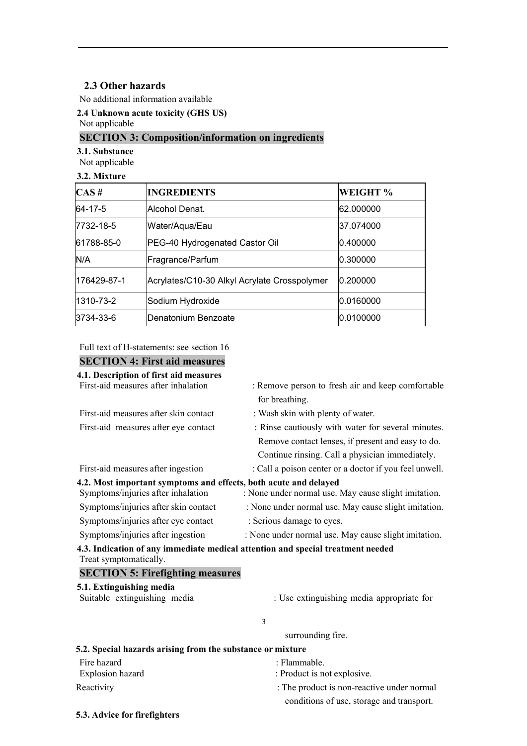### 2.3 Other hazards

No additional information available

**2.4 Unknown acute toxicity (GHS US)**

Not applicable

## SECTION 3: Composition/information on ingredients

**3.1. Substance**

Not applicable

**3.2. Mixture**

| CAS # | INGREDIENTS | WEIGHT % |
|---|---|---|
| 64-17-5 | Alcohol Denat. | 62.000000 |
| 7732-18-5 | Water/Aqua/Eau | 37.074000 |
| 61788-85-0 | PEG-40 Hydrogenated Castor Oil | 0.400000 |
| N/A | Fragrance/Parfum | 0.300000 |
| 176429-87-1 | Acrylates/C10-30 Alkyl Acrylate Crosspolymer | 0.200000 |
| 1310-73-2 | Sodium Hydroxide | 0.0160000 |
| 3734-33-6 | Denatonium Benzoate | 0.0100000 |

Full text of H-statements: see section 16

## SECTION 4: First aid measures

**4.1. Description of first aid measures**

First-aid measures after inhalation : Remove person to fresh air and keep comfortable for breathing.

First-aid measures after skin contact : Wash skin with plenty of water.

First-aid measures after eye contact : Rinse cautiously with water for several minutes. Remove contact lenses, if present and easy to do. Continue rinsing. Call a physician immediately.

First-aid measures after ingestion : Call a poison center or a doctor if you feel unwell.

**4.2. Most important symptoms and effects, both acute and delayed**

Symptoms/injuries after inhalation : None under normal use. May cause slight imitation.

Symptoms/injuries after skin contact : None under normal use. May cause slight imitation.

Symptoms/injuries after eye contact : Serious damage to eyes.

Symptoms/injuries after ingestion : None under normal use. May cause slight imitation.

**4.3. Indication of any immediate medical attention and special treatment needed**

Treat symptomatically.

## SECTION 5: Firefighting measures

**5.1. Extinguishing media**

Suitable extinguishing media : Use extinguishing media appropriate for surrounding fire.

**5.2. Special hazards arising from the substance or mixture**

Fire hazard : Flammable.

Explosion hazard : Product is not explosive.

Reactivity : The product is non-reactive under normal conditions of use, storage and transport.

**5.3. Advice for firefighters**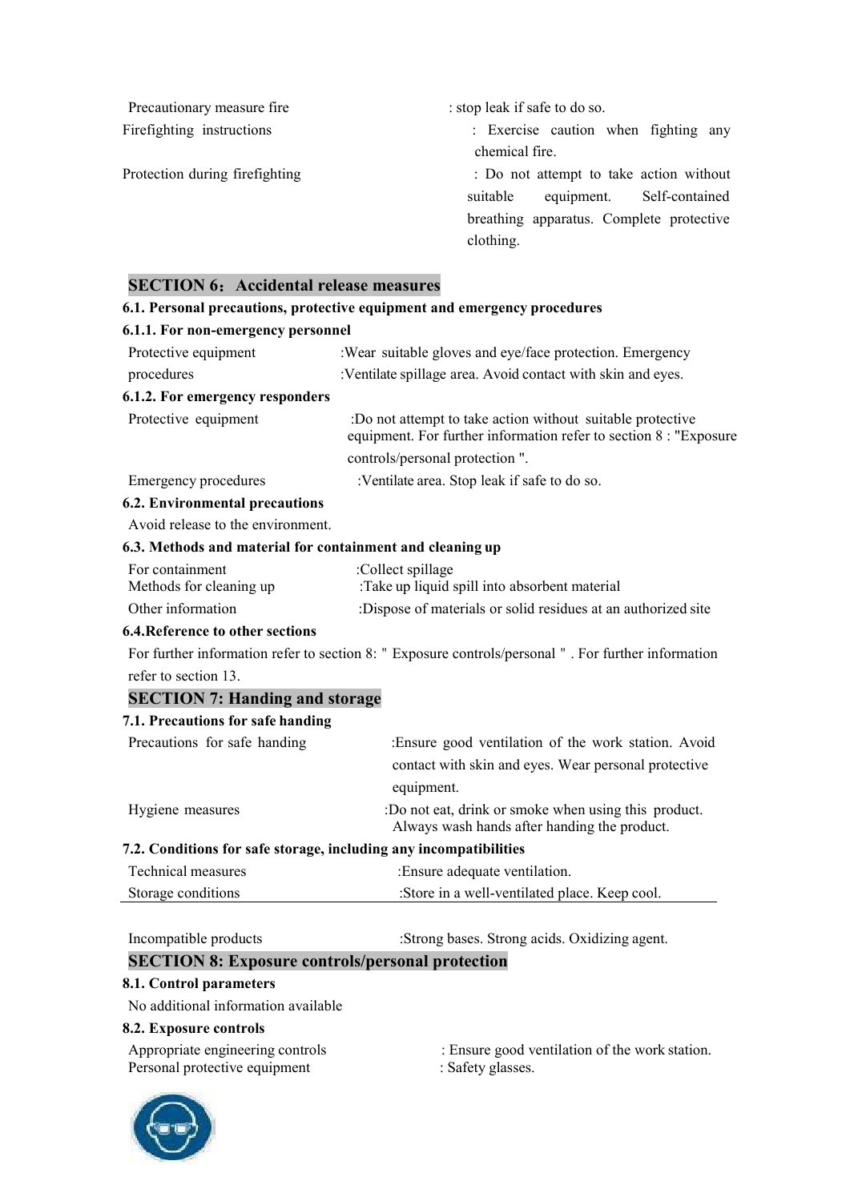| | |
|---|---|
| Precautionary measure fire | : stop leak if safe to do so. |
| Firefighting instructions | : Exercise caution when fighting any chemical fire. |
| Protection during firefighting | : Do not attempt to take action without suitable equipment. Self-contained breathing apparatus. Complete protective clothing. |

## SECTION 6: Accidental release measures

### 6.1. Personal precautions, protective equipment and emergency procedures

#### 6.1.1. For non-emergency personnel

| | |
|---|---|
| Protective equipment | :Wear suitable gloves and eye/face protection. Emergency |
| procedures | :Ventilate spillage area. Avoid contact with skin and eyes. |

#### 6.1.2. For emergency responders

| | |
|---|---|
| Protective equipment | :Do not attempt to take action without suitable protective equipment. For further information refer to section 8 : "Exposure controls/personal protection ". |
| Emergency procedures | :Ventilate area. Stop leak if safe to do so. |

### 6.2. Environmental precautions

Avoid release to the environment.

### 6.3. Methods and material for containment and cleaning up

| | |
|---|---|
| For containment | :Collect spillage |
| Methods for cleaning up | :Take up liquid spill into absorbent material |
| Other information | :Dispose of materials or solid residues at an authorized site |

### 6.4.Reference to other sections

For further information refer to section 8: " Exposure controls/personal " . For further information refer to section 13.

## SECTION 7: Handing and storage

### 7.1. Precautions for safe handing

| | |
|---|---|
| Precautions for safe handing | :Ensure good ventilation of the work station. Avoid contact with skin and eyes. Wear personal protective equipment. |
| Hygiene measures | :Do not eat, drink or smoke when using this product. Always wash hands after handing the product. |

### 7.2. Conditions for safe storage, including any incompatibilities

| | |
|---|---|
| Technical measures | :Ensure adequate ventilation. |
| Storage conditions | :Store in a well-ventilated place. Keep cool. |
| Incompatible products | :Strong bases. Strong acids. Oxidizing agent. |

## SECTION 8: Exposure controls/personal protection

### 8.1. Control parameters

No additional information available

### 8.2. Exposure controls

| | |
|---|---|
| Appropriate engineering controls | : Ensure good ventilation of the work station. |
| Personal protective equipment | : Safety glasses. |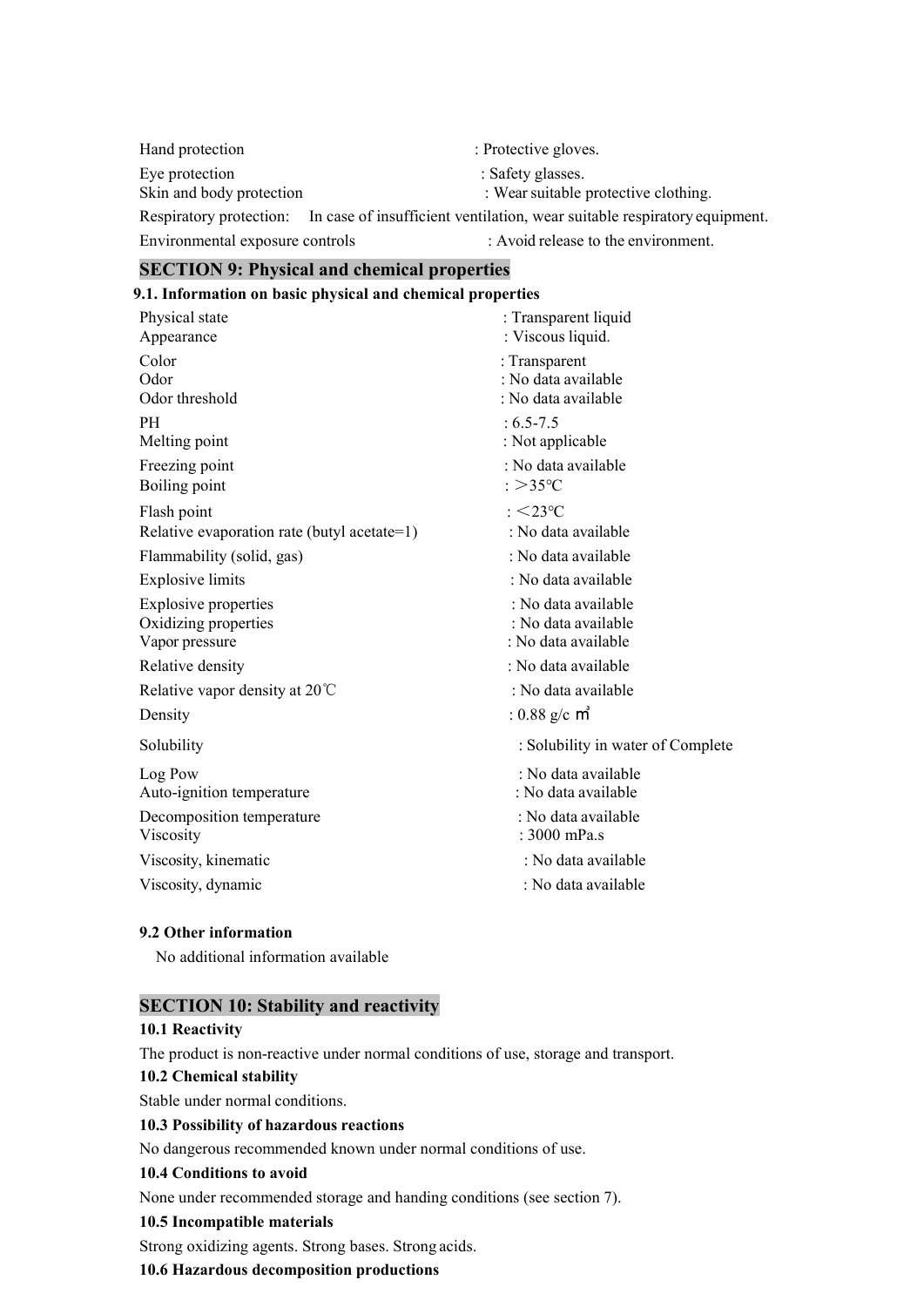Hand protection : Protective gloves.

Eye protection : Safety glasses.

Skin and body protection : Wear suitable protective clothing.

Respiratory protection: In case of insufficient ventilation, wear suitable respiratory equipment.

Environmental exposure controls : Avoid release to the environment.

## SECTION 9: Physical and chemical properties

### 9.1. Information on basic physical and chemical properties

| | |
|---|---|
| Physical state | : Transparent liquid |
| Appearance | : Viscous liquid. |
| Color | : Transparent |
| Odor | : No data available |
| Odor threshold | : No data available |
| PH | : 6.5-7.5 |
| Melting point | : Not applicable |
| Freezing point | : No data available |
| Boiling point | : >35℃ |
| Flash point | : <23℃ |
| Relative evaporation rate (butyl acetate=1) | : No data available |
| Flammability (solid, gas) | : No data available |
| Explosive limits | : No data available |
| Explosive properties | : No data available |
| Oxidizing properties | : No data available |
| Vapor pressure | : No data available |
| Relative density | : No data available |
| Relative vapor density at 20℃ | : No data available |
| Density | : 0.88 g/c ㎥ |
| Solubility | : Solubility in water of Complete |
| Log Pow | : No data available |
| Auto-ignition temperature | : No data available |
| Decomposition temperature | : No data available |
| Viscosity | : 3000 mPa.s |
| Viscosity, kinematic | : No data available |
| Viscosity, dynamic | : No data available |

### 9.2 Other information

No additional information available

## SECTION 10: Stability and reactivity

### 10.1 Reactivity

The product is non-reactive under normal conditions of use, storage and transport.

### 10.2 Chemical stability

Stable under normal conditions.

### 10.3 Possibility of hazardous reactions

No dangerous recommended known under normal conditions of use.

### 10.4 Conditions to avoid

None under recommended storage and handing conditions (see section 7).

### 10.5 Incompatible materials

Strong oxidizing agents. Strong bases. Strong acids.

### 10.6 Hazardous decomposition productions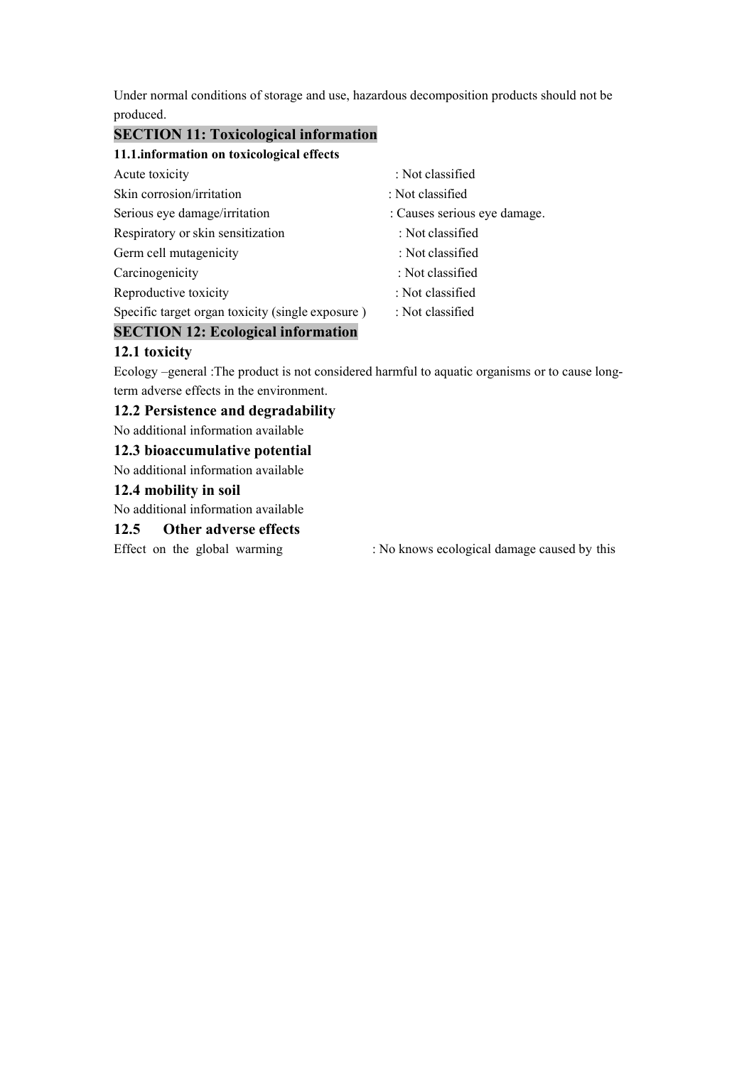Under normal conditions of storage and use, hazardous decomposition products should not be produced.

## SECTION 11: Toxicological information

**11.1.information on toxicological effects**

Acute toxicity : Not classified

Skin corrosion/irritation : Not classified

Serious eye damage/irritation : Causes serious eye damage.

Respiratory or skin sensitization : Not classified

Germ cell mutagenicity : Not classified

Carcinogenicity : Not classified

Reproductive toxicity : Not classified

Specific target organ toxicity (single exposure ) : Not classified

## SECTION 12: Ecological information

### 12.1 toxicity

Ecology –general :The product is not considered harmful to aquatic organisms or to cause long-term adverse effects in the environment.

### 12.2 Persistence and degradability

No additional information available

### 12.3 bioaccumulative potential

No additional information available

### 12.4 mobility in soil

No additional information available

### 12.5 Other adverse effects

Effect on the global warming : No knows ecological damage caused by this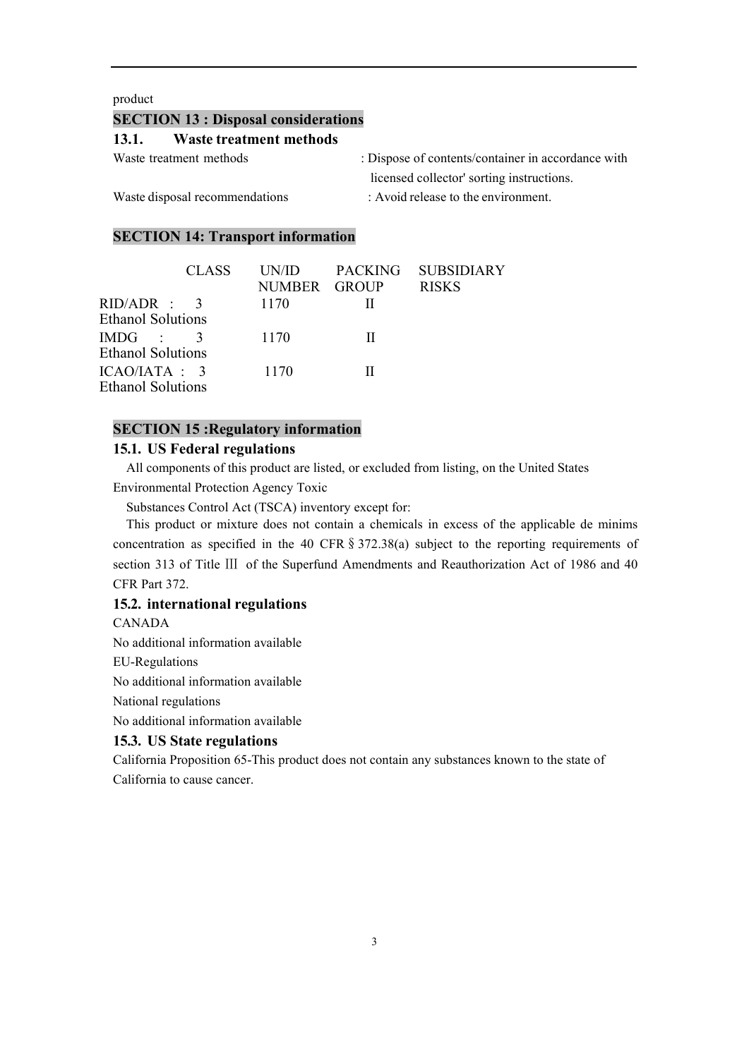product

## SECTION 13 : Disposal considerations

### 13.1. Waste treatment methods

Waste treatment methods : Dispose of contents/container in accordance with licensed collector' sorting instructions.

Waste disposal recommendations : Avoid release to the environment.

## SECTION 14: Transport information

| | CLASS | UN/ID NUMBER | PACKING GROUP | SUBSIDIARY RISKS |
|---|---|---|---|---|
| RID/ADR : Ethanol Solutions | 3 | 1170 | II | |
| IMDG : Ethanol Solutions | 3 | 1170 | II | |
| ICAO/IATA : Ethanol Solutions | 3 | 1170 | II | |

## SECTION 15 :Regulatory information

### 15.1. US Federal regulations

All components of this product are listed, or excluded from listing, on the United States Environmental Protection Agency Toxic

Substances Control Act (TSCA) inventory except for:

This product or mixture does not contain a chemicals in excess of the applicable de minims concentration as specified in the 40 CFR § 372.38(a) subject to the reporting requirements of section 313 of Title Ⅲ of the Superfund Amendments and Reauthorization Act of 1986 and 40 CFR Part 372.

### 15.2. international regulations

CANADA

No additional information available

EU-Regulations

No additional information available

National regulations

No additional information available

### 15.3. US State regulations

California Proposition 65-This product does not contain any substances known to the state of California to cause cancer.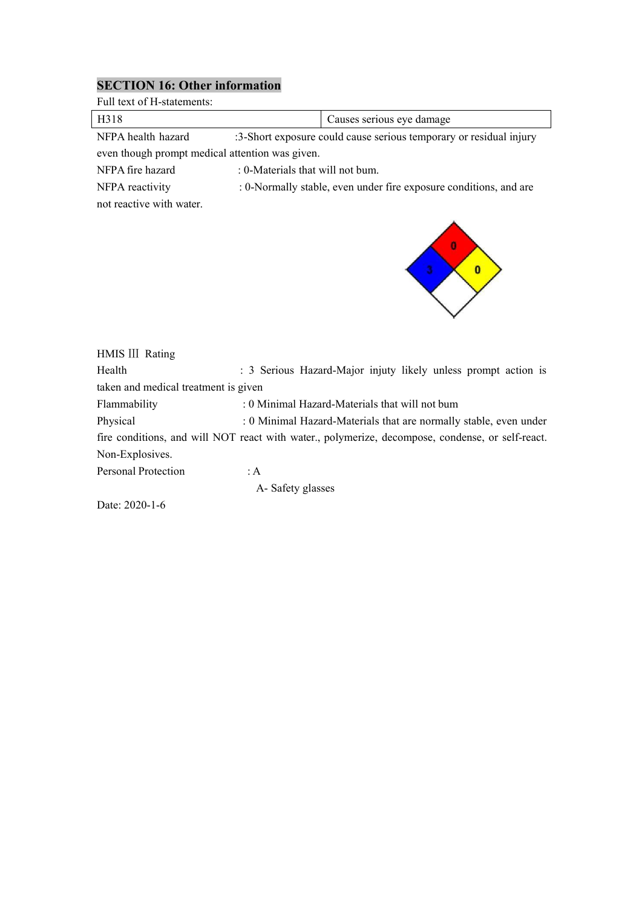## SECTION 16: Other information

Full text of H-statements:

| | |
|---|---|
| H318 | Causes serious eye damage |

NFPA health hazard :3-Short exposure could cause serious temporary or residual injury even though prompt medical attention was given.

NFPA fire hazard : 0-Materials that will not bum.

NFPA reactivity : 0-Normally stable, even under fire exposure conditions, and are not reactive with water.

0

3

0

HMIS Ⅲ Rating

Health : 3 Serious Hazard-Major injuty likely unless prompt action is taken and medical treatment is given

Flammability : 0 Minimal Hazard-Materials that will not bum

Physical : 0 Minimal Hazard-Materials that are normally stable, even under fire conditions, and will NOT react with water., polymerize, decompose, condense, or self-react. Non-Explosives.

Personal Protection : A

A- Safety glasses

Date: 2020-1-6